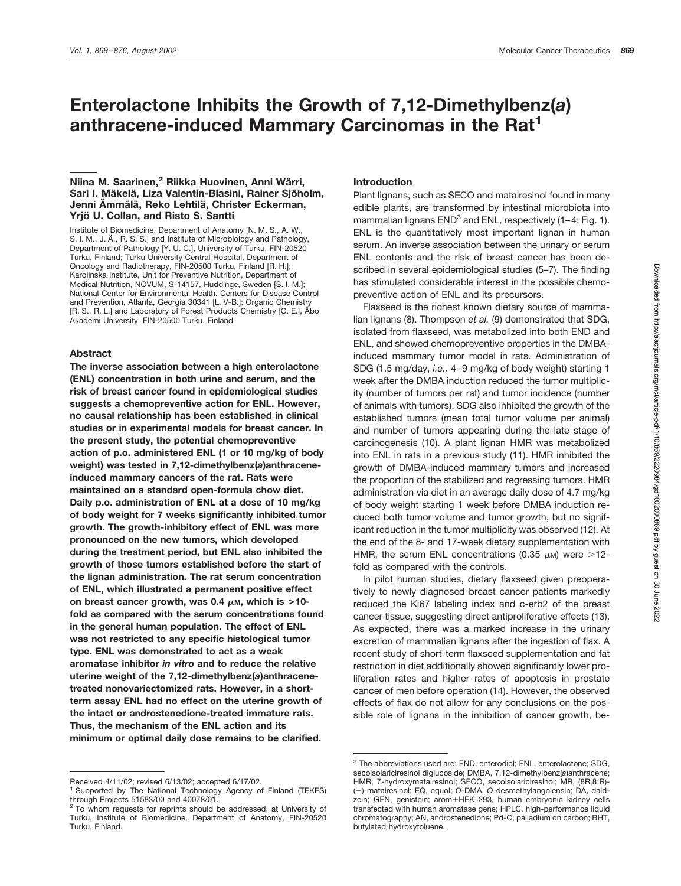# Enterolactone Inhibits the Growth of 7,12-Dimethylbenz(*a*)anthracene-induced Mammary Carcinomas in the Rat[1]

**Niina M. Saarinen,[2] Riikka Huovinen, Anni Wärri, Sari I. Mäkelä, Liza Valentín-Blasini, Rainer Sjöholm, Jenni Ämmälä, Reko Lehtilä, Christer Eckerman, Yrjö U. Collan, and Risto S. Santti**

Institute of Biomedicine, Department of Anatomy [N. M. S., A. W., S. I. M., J. Ä., R. S. S.] and Institute of Microbiology and Pathology, Department of Pathology [Y. U. C.], University of Turku, FIN-20520 Turku, Finland; Turku University Central Hospital, Department of Oncology and Radiotherapy, FIN-20500 Turku, Finland [R. H.]; Karolinska Institute, Unit for Preventive Nutrition, Department of Medical Nutrition, NOVUM, S-14157, Huddinge, Sweden [S. I. M.]; National Center for Environmental Health, Centers for Disease Control and Prevention, Atlanta, Georgia 30341 [L. V-B.]; Organic Chemistry [R. S., R. L.] and Laboratory of Forest Products Chemistry [C. E.], Åbo Akademi University, FIN-20500 Turku, Finland

## Abstract

**The inverse association between a high enterolactone (ENL) concentration in both urine and serum, and the risk of breast cancer found in epidemiological studies suggests a chemopreventive action for ENL. However, no causal relationship has been established in clinical studies or in experimental models for breast cancer. In the present study, the potential chemopreventive action of p.o. administered ENL (1 or 10 mg/kg of body weight) was tested in 7,12-dimethylbenz(*a*)anthracene-induced mammary cancers of the rat. Rats were maintained on a standard open-formula chow diet. Daily p.o. administration of ENL at a dose of 10 mg/kg of body weight for 7 weeks significantly inhibited tumor growth. The growth-inhibitory effect of ENL was more pronounced on the new tumors, which developed during the treatment period, but ENL also inhibited the growth of those tumors established before the start of the lignan administration. The rat serum concentration of ENL, which illustrated a permanent positive effect on breast cancer growth, was 0.4 μM, which is >10-fold as compared with the serum concentrations found in the general human population. The effect of ENL was not restricted to any specific histological tumor type. ENL was demonstrated to act as a weak aromatase inhibitor *in vitro* and to reduce the relative uterine weight of the 7,12-dimethylbenz(*a*)anthracene-treated nonovariectomized rats. However, in a short-term assay ENL had no effect on the uterine growth of the intact or androstenedione-treated immature rats. Thus, the mechanism of the ENL action and its minimum or optimal daily dose remains to be clarified.**

## Introduction

Plant lignans, such as SECO and matairesinol found in many edible plants, are transformed by intestinal microbiota into mammalian lignans END[3] and ENL, respectively (1–4; Fig. 1). ENL is the quantitatively most important lignan in human serum. An inverse association between the urinary or serum ENL contents and the risk of breast cancer has been described in several epidemiological studies (5–7). The finding has stimulated considerable interest in the possible chemopreventive action of ENL and its precursors.

Flaxseed is the richest known dietary source of mammalian lignans (8). Thompson *et al.* (9) demonstrated that SDG, isolated from flaxseed, was metabolized into both END and ENL, and showed chemopreventive properties in the DMBA-induced mammary tumor model in rats. Administration of SDG (1.5 mg/day, *i.e.,* 4–9 mg/kg of body weight) starting 1 week after the DMBA induction reduced the tumor multiplicity (number of tumors per rat) and tumor incidence (number of animals with tumors). SDG also inhibited the growth of the established tumors (mean total tumor volume per animal) and number of tumors appearing during the late stage of carcinogenesis (10). A plant lignan HMR was metabolized into ENL in rats in a previous study (11). HMR inhibited the growth of DMBA-induced mammary tumors and increased the proportion of the stabilized and regressing tumors. HMR administration via diet in an average daily dose of 4.7 mg/kg of body weight starting 1 week before DMBA induction reduced both tumor volume and tumor growth, but no significant reduction in the tumor multiplicity was observed (12). At the end of the 8- and 17-week dietary supplementation with HMR, the serum ENL concentrations (0.35 μM) were >12-fold as compared with the controls.

In pilot human studies, dietary flaxseed given preoperatively to newly diagnosed breast cancer patients markedly reduced the Ki67 labeling index and c-erb2 of the breast cancer tissue, suggesting direct antiproliferative effects (13). As expected, there was a marked increase in the urinary excretion of mammalian lignans after the ingestion of flax. A recent study of short-term flaxseed supplementation and fat restriction in diet additionally showed significantly lower proliferation rates and higher rates of apoptosis in prostate cancer of men before operation (14). However, the observed effects of flax do not allow for any conclusions on the possible role of lignans in the inhibition of cancer growth, be-

---

Received 4/11/02; revised 6/13/02; accepted 6/17/02.

[1] Supported by The National Technology Agency of Finland (TEKES) through Projects 51583/00 and 40078/01.

[2] To whom requests for reprints should be addressed, at University of Turku, Institute of Biomedicine, Department of Anatomy, FIN-20520 Turku, Finland.

[3] The abbreviations used are: END, enterodiol; ENL, enterolactone; SDG, secoisolariciresinol diglucoside; DMBA, 7,12-dimethylbenz(*a*)anthracene; HMR, 7-hydroxymatairesinol; SECO, secoisolariciresinol; MR, (8R,8′R)-(−)-matairesinol; EQ, equol; *O*-DMA, *O*-desmethylangolensin; DA, daidzein; GEN, genistein; arom+HEK 293, human embryonic kidney cells transfected with human aromatase gene; HPLC, high-performance liquid chromatography; AN, androstenedione; Pd-C, palladium on carbon; BHT, butylated hydroxytoluene.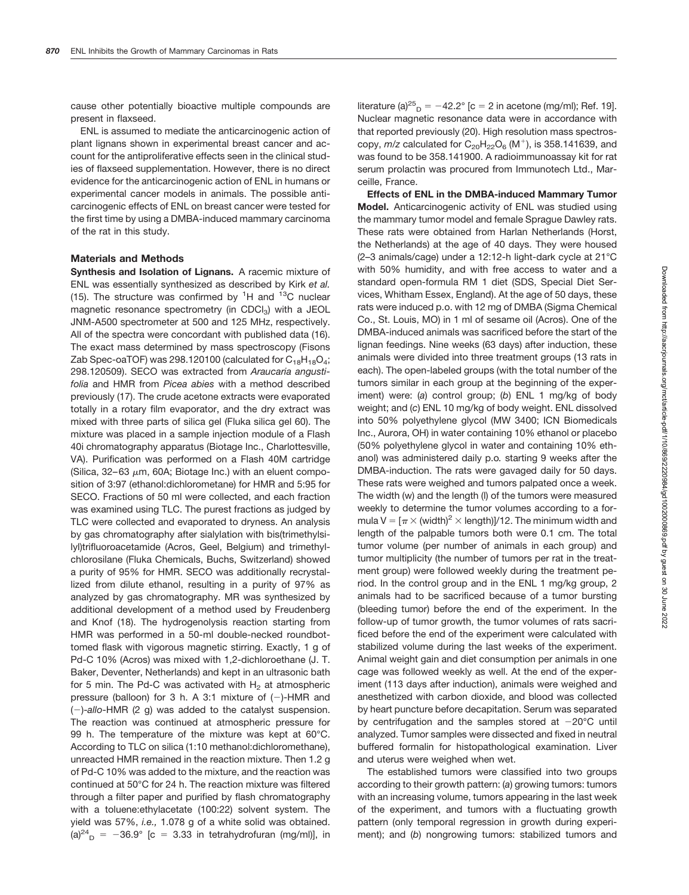cause other potentially bioactive multiple compounds are present in flaxseed.

ENL is assumed to mediate the anticarcinogenic action of plant lignans shown in experimental breast cancer and account for the antiproliferative effects seen in the clinical studies of flaxseed supplementation. However, there is no direct evidence for the anticarcinogenic action of ENL in humans or experimental cancer models in animals. The possible anticarcinogenic effects of ENL on breast cancer were tested for the first time by using a DMBA-induced mammary carcinoma of the rat in this study.

## Materials and Methods

**Synthesis and Isolation of Lignans.** A racemic mixture of ENL was essentially synthesized as described by Kirk *et al.* (15). The structure was confirmed by $^1H$ and $^{13}C$ nuclear magnetic resonance spectrometry (in $CDCl_3$) with a JEOL JNM-A500 spectrometer at 500 and 125 MHz, respectively. All of the spectra were concordant with published data (16). The exact mass determined by mass spectroscopy (Fisons Zab Spec-oaTOF) was 298.120100 (calculated for $C_{18}H_{18}O_4$; 298.120509). SECO was extracted from *Araucaria angustifolia* and HMR from *Picea abies* with a method described previously (17). The crude acetone extracts were evaporated totally in a rotary film evaporator, and the dry extract was mixed with three parts of silica gel (Fluka silica gel 60). The mixture was placed in a sample injection module of a Flash 40i chromatography apparatus (Biotage Inc., Charlottesville, VA). Purification was performed on a Flash 40M cartridge (Silica, 32–63 $\mu$m, 60A; Biotage Inc.) with an eluent composition of 3:97 (ethanol:dichlorometane) for HMR and 5:95 for SECO. Fractions of 50 ml were collected, and each fraction was examined using TLC. The purest fractions as judged by TLC were collected and evaporated to dryness. An analysis by gas chromatography after sialylation with bis(trimethylsilyl)trifluoroacetamide (Acros, Geel, Belgium) and trimethylchlorosilane (Fluka Chemicals, Buchs, Switzerland) showed a purity of 95% for HMR. SECO was additionally recrystallized from dilute ethanol, resulting in a purity of 97% as analyzed by gas chromatography. MR was synthesized by additional development of a method used by Freudenberg and Knof (18). The hydrogenolysis reaction starting from HMR was performed in a 50-ml double-necked roundbottomed flask with vigorous magnetic stirring. Exactly, 1 g of Pd-C 10% (Acros) was mixed with 1,2-dichloroethane (J. T. Baker, Deventer, Netherlands) and kept in an ultrasonic bath for 5 min. The Pd-C was activated with $H_2$ at atmospheric pressure (balloon) for 3 h. A 3:1 mixture of (−)-HMR and (−)-*allo*-HMR (2 g) was added to the catalyst suspension. The reaction was continued at atmospheric pressure for 99 h. The temperature of the mixture was kept at 60°C. According to TLC on silica (1:10 methanol:dichloromethane), unreacted HMR remained in the reaction mixture. Then 1.2 g of Pd-C 10% was added to the mixture, and the reaction was continued at 50°C for 24 h. The reaction mixture was filtered through a filter paper and purified by flash chromatography with a toluene:ethylacetate (100:22) solvent system. The yield was 57%, *i.e.,* 1.078 g of a white solid was obtained. $(a)^{24}_D = -36.9°$ [c = 3.33 in tetrahydrofuran (mg/ml)], in literature $(a)^{25}_D = -42.2°$ [c = 2 in acetone (mg/ml); Ref. 19]. Nuclear magnetic resonance data were in accordance with that reported previously (20). High resolution mass spectroscopy, *m/z* calculated for $C_{20}H_{22}O_6$ ($M^+$), is 358.141639, and was found to be 358.141900. A radioimmunoassay kit for rat serum prolactin was procured from Immunotech Ltd., Marceille, France.

**Effects of ENL in the DMBA-induced Mammary Tumor Model.** Anticarcinogenic activity of ENL was studied using the mammary tumor model and female Sprague Dawley rats. These rats were obtained from Harlan Netherlands (Horst, the Netherlands) at the age of 40 days. They were housed (2–3 animals/cage) under a 12:12-h light-dark cycle at 21°C with 50% humidity, and with free access to water and a standard open-formula RM 1 diet (SDS, Special Diet Services, Whitham Essex, England). At the age of 50 days, these rats were induced p.o. with 12 mg of DMBA (Sigma Chemical Co., St. Louis, MO) in 1 ml of sesame oil (Acros). One of the DMBA-induced animals was sacrificed before the start of the lignan feedings. Nine weeks (63 days) after induction, these animals were divided into three treatment groups (13 rats in each). The open-labeled groups (with the total number of the tumors similar in each group at the beginning of the experiment) were: (*a*) control group; (*b*) ENL 1 mg/kg of body weight; and (*c*) ENL 10 mg/kg of body weight. ENL dissolved into 50% polyethylene glycol (MW 3400; ICN Biomedicals Inc., Aurora, OH) in water containing 10% ethanol or placebo (50% polyethylene glycol in water and containing 10% ethanol) was administered daily p.o. starting 9 weeks after the DMBA-induction. The rats were gavaged daily for 50 days. These rats were weighed and tumors palpated once a week. The width (w) and the length (l) of the tumors were measured weekly to determine the tumor volumes according to a formula $V = [\pi \times (\text{width})^2 \times \text{length})]/12$. The minimum width and length of the palpable tumors both were 0.1 cm. The total tumor volume (per number of animals in each group) and tumor multiplicity (the number of tumors per rat in the treatment group) were followed weekly during the treatment period. In the control group and in the ENL 1 mg/kg group, 2 animals had to be sacrificed because of a tumor bursting (bleeding tumor) before the end of the experiment. In the follow-up of tumor growth, the tumor volumes of rats sacrificed before the end of the experiment were calculated with stabilized volume during the last weeks of the experiment. Animal weight gain and diet consumption per animals in one cage was followed weekly as well. At the end of the experiment (113 days after induction), animals were weighed and anesthetized with carbon dioxide, and blood was collected by heart puncture before decapitation. Serum was separated by centrifugation and the samples stored at −20°C until analyzed. Tumor samples were dissected and fixed in neutral buffered formalin for histopathological examination. Liver and uterus were weighed when wet.

The established tumors were classified into two groups according to their growth pattern: (*a*) growing tumors: tumors with an increasing volume, tumors appearing in the last week of the experiment, and tumors with a fluctuating growth pattern (only temporal regression in growth during experiment); and (*b*) nongrowing tumors: stabilized tumors and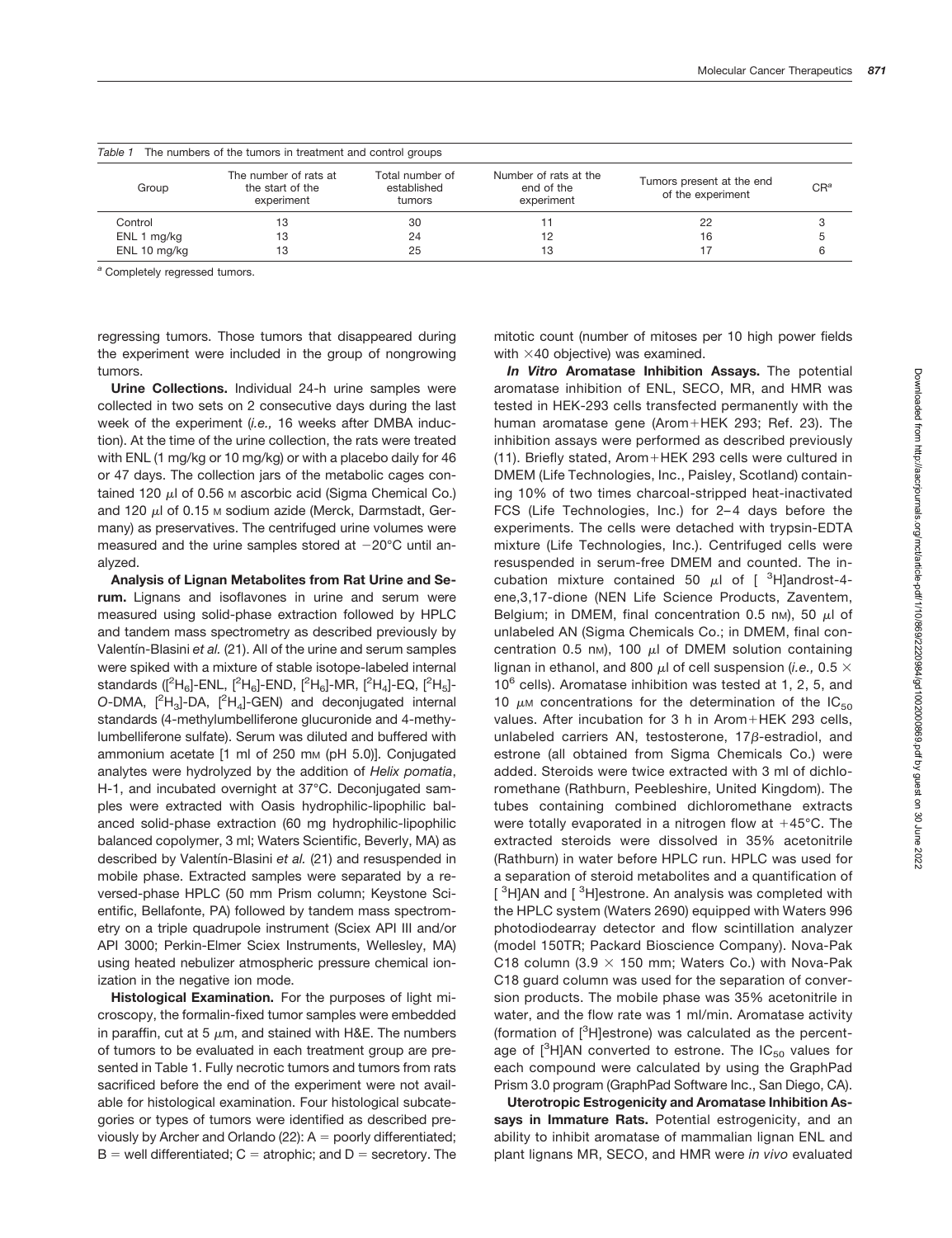*Table 1* The numbers of the tumors in treatment and control groups

| Group | The number of rats at the start of the experiment | Total number of established tumors | Number of rats at the end of the experiment | Tumors present at the end of the experiment | CR[a] |
|---|---|---|---|---|---|
| Control | 13 | 30 | 11 | 22 | 3 |
| ENL 1 mg/kg | 13 | 24 | 12 | 16 | 5 |
| ENL 10 mg/kg | 13 | 25 | 13 | 17 | 6 |

[a] Completely regressed tumors.

regressing tumors. Those tumors that disappeared during the experiment were included in the group of nongrowing tumors.

**Urine Collections.** Individual 24-h urine samples were collected in two sets on 2 consecutive days during the last week of the experiment (*i.e.,* 16 weeks after DMBA induction). At the time of the urine collection, the rats were treated with ENL (1 mg/kg or 10 mg/kg) or with a placebo daily for 46 or 47 days. The collection jars of the metabolic cages contained 120 μl of 0.56 M ascorbic acid (Sigma Chemical Co.) and 120 μl of 0.15 M sodium azide (Merck, Darmstadt, Germany) as preservatives. The centrifuged urine volumes were measured and the urine samples stored at −20°C until analyzed.

**Analysis of Lignan Metabolites from Rat Urine and Serum.** Lignans and isoflavones in urine and serum were measured using solid-phase extraction followed by HPLC and tandem mass spectrometry as described previously by Valentín-Blasini *et al.* (21). All of the urine and serum samples were spiked with a mixture of stable isotope-labeled internal standards ([$^2H_6$]-ENL, [$^2H_6$]-END, [$^2H_6$]-MR, [$^2H_4$]-EQ, [$^2H_5$]-*O*-DMA, [$^2H_3$]-DA, [$^2H_4$]-GEN) and deconjugated internal standards (4-methylumbelliferone glucuronide and 4-methylumbelliferone sulfate). Serum was diluted and buffered with ammonium acetate [1 ml of 250 mM (pH 5.0)]. Conjugated analytes were hydrolyzed by the addition of *Helix pomatia*, H-1, and incubated overnight at 37°C. Deconjugated samples were extracted with Oasis hydrophilic-lipophilic balanced solid-phase extraction (60 mg hydrophilic-lipophilic balanced copolymer, 3 ml; Waters Scientific, Beverly, MA) as described by Valentín-Blasini *et al.* (21) and resuspended in mobile phase. Extracted samples were separated by a reversed-phase HPLC (50 mm Prism column; Keystone Scientific, Bellafonte, PA) followed by tandem mass spectrometry on a triple quadrupole instrument (Sciex API III and/or API 3000; Perkin-Elmer Sciex Instruments, Wellesley, MA) using heated nebulizer atmospheric pressure chemical ionization in the negative ion mode.

**Histological Examination.** For the purposes of light microscopy, the formalin-fixed tumor samples were embedded in paraffin, cut at 5 μm, and stained with H&E. The numbers of tumors to be evaluated in each treatment group are presented in Table 1. Fully necrotic tumors and tumors from rats sacrificed before the end of the experiment were not available for histological examination. Four histological subcategories or types of tumors were identified as described previously by Archer and Orlando (22): A = poorly differentiated; B = well differentiated; C = atrophic; and D = secretory. The mitotic count (number of mitoses per 10 high power fields with ×40 objective) was examined.

***In Vitro* Aromatase Inhibition Assays.** The potential aromatase inhibition of ENL, SECO, MR, and HMR was tested in HEK-293 cells transfected permanently with the human aromatase gene (Arom+HEK 293; Ref. 23). The inhibition assays were performed as described previously (11). Briefly stated, Arom+HEK 293 cells were cultured in DMEM (Life Technologies, Inc., Paisley, Scotland) containing 10% of two times charcoal-stripped heat-inactivated FCS (Life Technologies, Inc.) for 2–4 days before the experiments. The cells were detached with trypsin-EDTA mixture (Life Technologies, Inc.). Centrifuged cells were resuspended in serum-free DMEM and counted. The incubation mixture contained 50 μl of [$^3$H]androst-4-ene,3,17-dione (NEN Life Science Products, Zaventem, Belgium; in DMEM, final concentration 0.5 nM), 50 μl of unlabeled AN (Sigma Chemicals Co.; in DMEM, final concentration 0.5 nM), 100 μl of DMEM solution containing lignan in ethanol, and 800 μl of cell suspension (*i.e.,* $0.5 \times 10^6$ cells). Aromatase inhibition was tested at 1, 2, 5, and 10 μM concentrations for the determination of the $IC_{50}$ values. After incubation for 3 h in Arom+HEK 293 cells, unlabeled carriers AN, testosterone, 17β-estradiol, and estrone (all obtained from Sigma Chemicals Co.) were added. Steroids were twice extracted with 3 ml of dichloromethane (Rathburn, Peebleshire, United Kingdom). The tubes containing combined dichloromethane extracts were totally evaporated in a nitrogen flow at +45°C. The extracted steroids were dissolved in 35% acetonitrile (Rathburn) in water before HPLC run. HPLC was used for a separation of steroid metabolites and a quantification of [$^3$H]AN and [$^3$H]estrone. An analysis was completed with the HPLC system (Waters 2690) equipped with Waters 996 photodiodearray detector and flow scintillation analyzer (model 150TR; Packard Bioscience Company). Nova-Pak C18 column (3.9 × 150 mm; Waters Co.) with Nova-Pak C18 guard column was used for the separation of conversion products. The mobile phase was 35% acetonitrile in water, and the flow rate was 1 ml/min. Aromatase activity (formation of [$^3$H]estrone) was calculated as the percentage of [$^3$H]AN converted to estrone. The $IC_{50}$ values for each compound were calculated by using the GraphPad Prism 3.0 program (GraphPad Software Inc., San Diego, CA).

**Uterotropic Estrogenicity and Aromatase Inhibition Assays in Immature Rats.** Potential estrogenicity, and an ability to inhibit aromatase of mammalian lignan ENL and plant lignans MR, SECO, and HMR were *in vivo* evaluated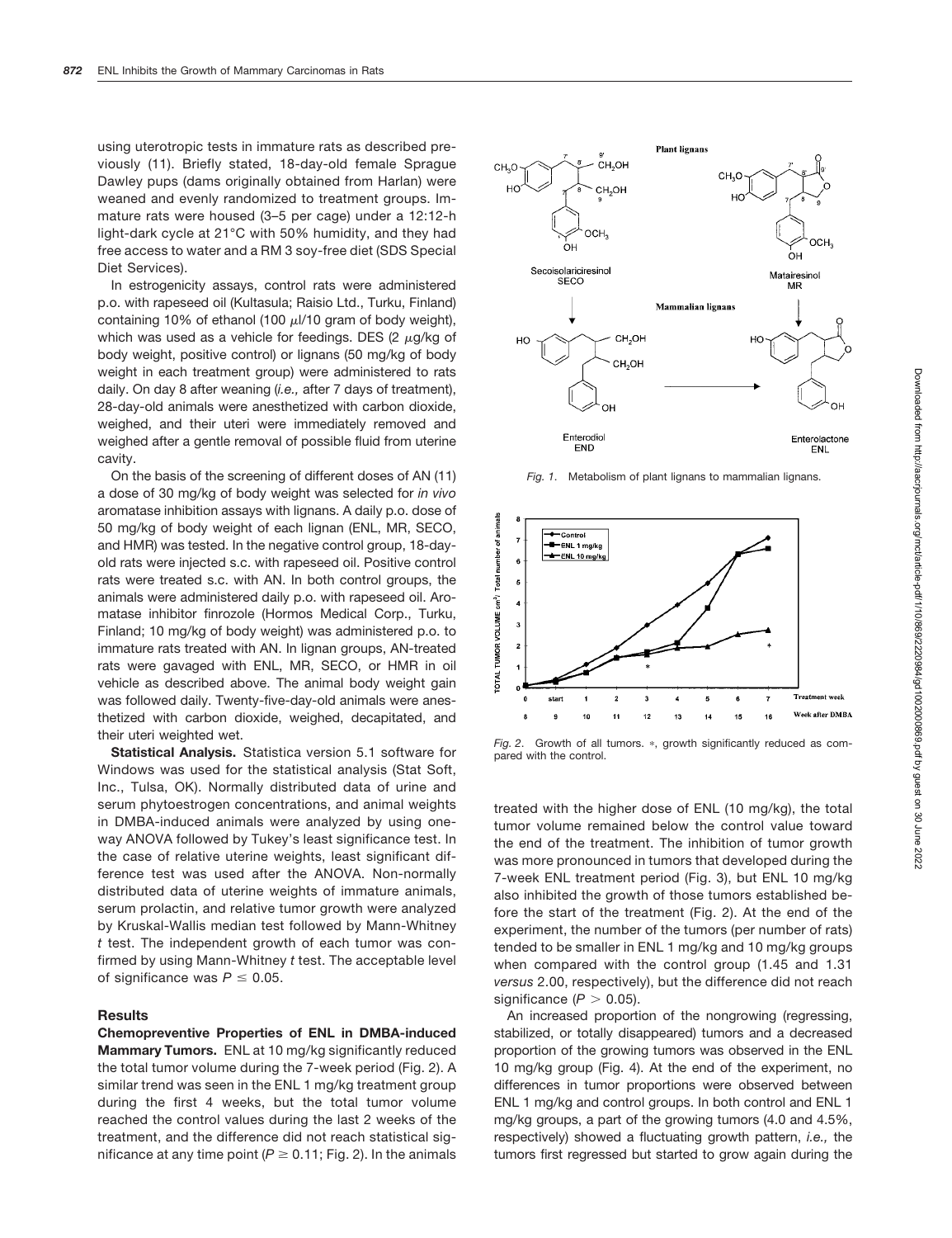using uterotropic tests in immature rats as described previously (11). Briefly stated, 18-day-old female Sprague Dawley pups (dams originally obtained from Harlan) were weaned and evenly randomized to treatment groups. Immature rats were housed (3–5 per cage) under a 12:12-h light-dark cycle at 21°C with 50% humidity, and they had free access to water and a RM 3 soy-free diet (SDS Special Diet Services).

In estrogenicity assays, control rats were administered p.o. with rapeseed oil (Kultasula; Raisio Ltd., Turku, Finland) containing 10% of ethanol (100 $\mu$l/10 gram of body weight), which was used as a vehicle for feedings. DES (2 $\mu$g/kg of body weight, positive control) or lignans (50 mg/kg of body weight in each treatment group) were administered to rats daily. On day 8 after weaning (*i.e.,* after 7 days of treatment), 28-day-old animals were anesthetized with carbon dioxide, weighed, and their uteri were immediately removed and weighed after a gentle removal of possible fluid from uterine cavity.

On the basis of the screening of different doses of AN (11) a dose of 30 mg/kg of body weight was selected for *in vivo* aromatase inhibition assays with lignans. A daily p.o. dose of 50 mg/kg of body weight of each lignan (ENL, MR, SECO, and HMR) was tested. In the negative control group, 18-day-old rats were injected s.c. with rapeseed oil. Positive control rats were treated s.c. with AN. In both control groups, the animals were administered daily p.o. with rapeseed oil. Aromatase inhibitor finrozole (Hormos Medical Corp., Turku, Finland; 10 mg/kg of body weight) was administered p.o. to immature rats treated with AN. In lignan groups, AN-treated rats were gavaged with ENL, MR, SECO, or HMR in oil vehicle as described above. The animal body weight gain was followed daily. Twenty-five-day-old animals were anesthetized with carbon dioxide, weighed, decapitated, and their uteri weighted wet.

**Statistical Analysis.** Statistica version 5.1 software for Windows was used for the statistical analysis (Stat Soft, Inc., Tulsa, OK). Normally distributed data of urine and serum phytoestrogen concentrations, and animal weights in DMBA-induced animals were analyzed by using one-way ANOVA followed by Tukey's least significance test. In the case of relative uterine weights, least significant difference test was used after the ANOVA. Non-normally distributed data of uterine weights of immature animals, serum prolactin, and relative tumor growth were analyzed by Kruskal-Wallis median test followed by Mann-Whitney *t* test. The independent growth of each tumor was confirmed by using Mann-Whitney *t* test. The acceptable level of significance was $P \leq 0.05$.

## Results

**Chemopreventive Properties of ENL in DMBA-induced Mammary Tumors.** ENL at 10 mg/kg significantly reduced the total tumor volume during the 7-week period (Fig. 2). A similar trend was seen in the ENL 1 mg/kg treatment group during the first 4 weeks, but the total tumor volume reached the control values during the last 2 weeks of the treatment, and the difference did not reach statistical significance at any time point ($P \geq 0.11$; Fig. 2). In the animals treated with the higher dose of ENL (10 mg/kg), the total tumor volume remained below the control value toward the end of the treatment. The inhibition of tumor growth was more pronounced in tumors that developed during the 7-week ENL treatment period (Fig. 3), but ENL 10 mg/kg also inhibited the growth of those tumors established before the start of the treatment (Fig. 2). At the end of the experiment, the number of the tumors (per number of rats) tended to be smaller in ENL 1 mg/kg and 10 mg/kg groups when compared with the control group (1.45 and 1.31 *versus* 2.00, respectively), but the difference did not reach significance ($P > 0.05$).

An increased proportion of the nongrowing (regressing, stabilized, or totally disappeared) tumors and a decreased proportion of the growing tumors was observed in the ENL 10 mg/kg group (Fig. 4). At the end of the experiment, no differences in tumor proportions were observed between ENL 1 mg/kg and control groups. In both control and ENL 1 mg/kg groups, a part of the growing tumors (4.0 and 4.5%, respectively) showed a fluctuating growth pattern, *i.e.,* the tumors first regressed but started to grow again during the

*Fig. 1.* Metabolism of plant lignans to mammalian lignans.

*Fig. 2.* Growth of all tumors. *, growth significantly reduced as compared with the control.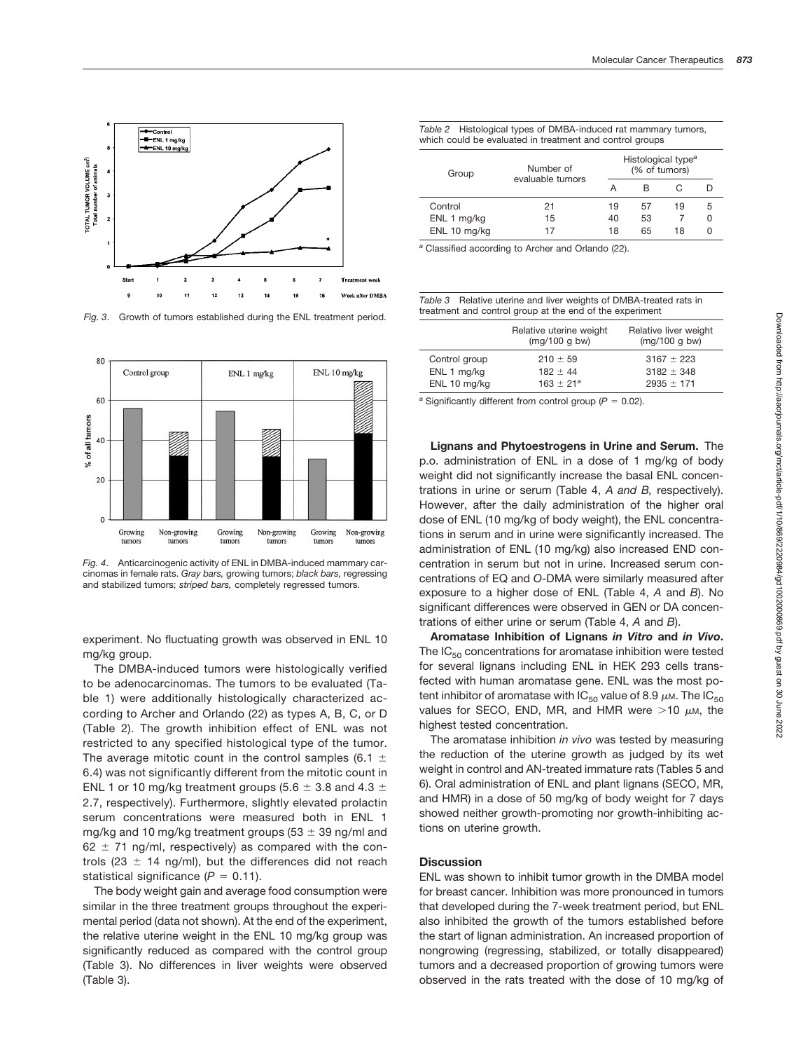Fig. 3. Growth of tumors established during the ENL treatment period.

Fig. 4. Anticarcinogenic activity of ENL in DMBA-induced mammary carcinomas in female rats. *Gray bars,* growing tumors; *black bars,* regressing and stabilized tumors; *striped bars,* completely regressed tumors.

experiment. No fluctuating growth was observed in ENL 10 mg/kg group.

The DMBA-induced tumors were histologically verified to be adenocarcinomas. The tumors to be evaluated (Table 1) were additionally histologically characterized according to Archer and Orlando (22) as types A, B, C, or D (Table 2). The growth inhibition effect of ENL was not restricted to any specified histological type of the tumor. The average mitotic count in the control samples (6.1 ± 6.4) was not significantly different from the mitotic count in ENL 1 or 10 mg/kg treatment groups (5.6 ± 3.8 and 4.3 ± 2.7, respectively). Furthermore, slightly elevated prolactin serum concentrations were measured both in ENL 1 mg/kg and 10 mg/kg treatment groups (53 ± 39 ng/ml and 62 ± 71 ng/ml, respectively) as compared with the controls (23 ± 14 ng/ml), but the differences did not reach statistical significance ($P = 0.11$).

The body weight gain and average food consumption were similar in the three treatment groups throughout the experimental period (data not shown). At the end of the experiment, the relative uterine weight in the ENL 10 mg/kg group was significantly reduced as compared with the control group (Table 3). No differences in liver weights were observed (Table 3).

*Table 2* Histological types of DMBA-induced rat mammary tumors, which could be evaluated in treatment and control groups

| Group | Number of evaluable tumors | Histological type[a] (% of tumors) | | | |
|---|---|---|---|---|---|
| | | A | B | C | D |
| Control | 21 | 19 | 57 | 19 | 5 |
| ENL 1 mg/kg | 15 | 40 | 53 | 7 | 0 |
| ENL 10 mg/kg | 17 | 18 | 65 | 18 | 0 |

[a] Classified according to Archer and Orlando (22).

*Table 3* Relative uterine and liver weights of DMBA-treated rats in treatment and control group at the end of the experiment

| | Relative uterine weight (mg/100 g bw) | Relative liver weight (mg/100 g bw) |
|---|---|---|
| Control group | 210 ± 59 | 3167 ± 223 |
| ENL 1 mg/kg | 182 ± 44 | 3182 ± 348 |
| ENL 10 mg/kg | 163 ± 21[a] | 2935 ± 171 |

[a] Significantly different from control group ($P = 0.02$).

**Lignans and Phytoestrogens in Urine and Serum.** The p.o. administration of ENL in a dose of 1 mg/kg of body weight did not significantly increase the basal ENL concentrations in urine or serum (Table 4, *A and B,* respectively). However, after the daily administration of the higher oral dose of ENL (10 mg/kg of body weight), the ENL concentrations in serum and in urine were significantly increased. The administration of ENL (10 mg/kg) also increased END concentration in serum but not in urine. Increased serum concentrations of EQ and *O*-DMA were similarly measured after exposure to a higher dose of ENL (Table 4, *A* and *B*). No significant differences were observed in GEN or DA concentrations of either urine or serum (Table 4, *A* and *B*).

**Aromatase Inhibition of Lignans *in Vitro* and *in Vivo*.** The $IC_{50}$ concentrations for aromatase inhibition were tested for several lignans including ENL in HEK 293 cells transfected with human aromatase gene. ENL was the most potent inhibitor of aromatase with $IC_{50}$ value of 8.9 $\mu$M. The $IC_{50}$ values for SECO, END, MR, and HMR were >10 $\mu$M, the highest tested concentration.

The aromatase inhibition *in vivo* was tested by measuring the reduction of the uterine growth as judged by its wet weight in control and AN-treated immature rats (Tables 5 and 6). Oral administration of ENL and plant lignans (SECO, MR, and HMR) in a dose of 50 mg/kg of body weight for 7 days showed neither growth-promoting nor growth-inhibiting actions on uterine growth.

## Discussion

ENL was shown to inhibit tumor growth in the DMBA model for breast cancer. Inhibition was more pronounced in tumors that developed during the 7-week treatment period, but ENL also inhibited the growth of the tumors established before the start of lignan administration. An increased proportion of nongrowing (regressing, stabilized, or totally disappeared) tumors and a decreased proportion of growing tumors were observed in the rats treated with the dose of 10 mg/kg of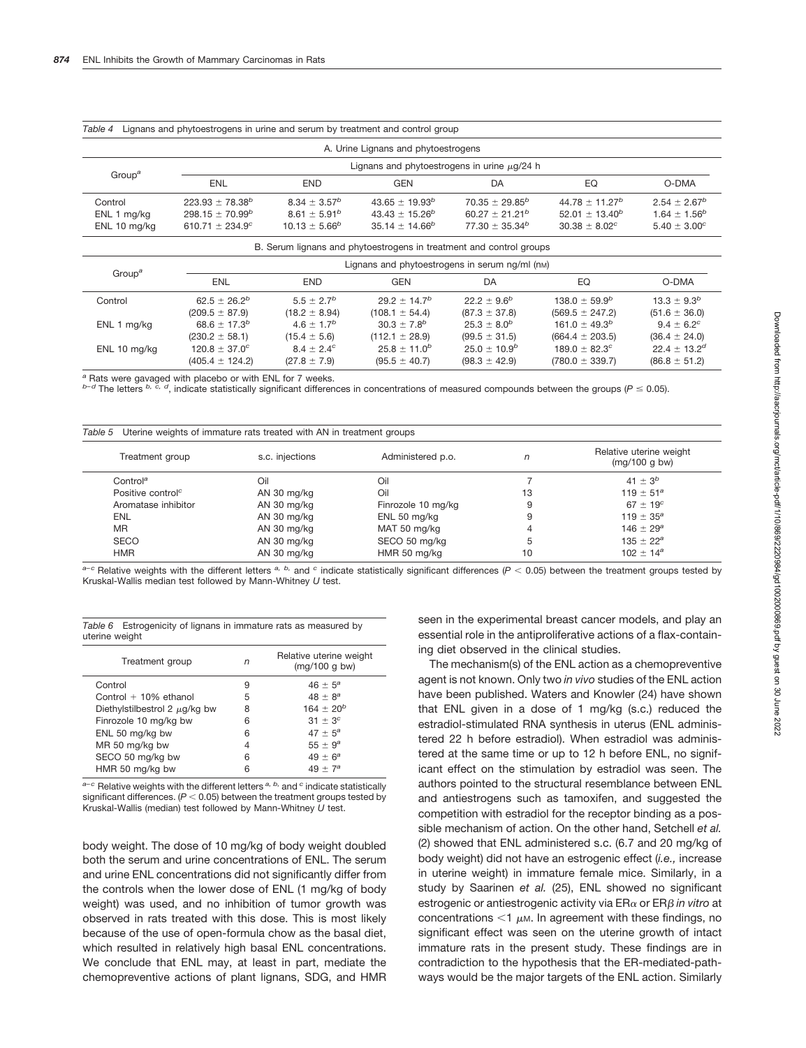*Table 4* Lignans and phytoestrogens in urine and serum by treatment and control group

A. Urine Lignans and phytoestrogens

| Group[a] | Lignans and phytoestrogens in urine $\mu$g/24 h | | | | | |
|---|---|---|---|---|---|---|
| | ENL | END | GEN | DA | EQ | O-DMA |
| Control | 223.93 ± 78.38[b] | 8.34 ± 3.57[b] | 43.65 ± 19.93[b] | 70.35 ± 29.85[b] | 44.78 ± 11.27[b] | 2.54 ± 2.67[b] |
| ENL 1 mg/kg | 298.15 ± 70.99[b] | 8.61 ± 5.91[b] | 43.43 ± 15.26[b] | 60.27 ± 21.21[b] | 52.01 ± 13.40[b] | 1.64 ± 1.56[b] |
| ENL 10 mg/kg | 610.71 ± 234.9[c] | 10.13 ± 5.66[b] | 35.14 ± 14.66[b] | 77.30 ± 35.34[b] | 30.38 ± 8.02[c] | 5.40 ± 3.00[c] |

B. Serum lignans and phytoestrogens in treatment and control groups

| Group[a] | Lignans and phytoestrogens in serum ng/ml (nM) | | | | | |
|---|---|---|---|---|---|---|
| | ENL | END | GEN | DA | EQ | O-DMA |
| Control | 62.5 ± 26.2[b] (209.5 ± 87.9) | 5.5 ± 2.7[b] (18.2 ± 8.94) | 29.2 ± 14.7[b] (108.1 ± 54.4) | 22.2 ± 9.6[b] (87.3 ± 37.8) | 138.0 ± 59.9[b] (569.5 ± 247.2) | 13.3 ± 9.3[b] (51.6 ± 36.0) |
| ENL 1 mg/kg | 68.6 ± 17.3[b] (230.2 ± 58.1) | 4.6 ± 1.7[b] (15.4 ± 5.6) | 30.3 ± 7.8[b] (112.1 ± 28.9) | 25.3 ± 8.0[b] (99.5 ± 31.5) | 161.0 ± 49.3[b] (664.4 ± 203.5) | 9.4 ± 6.2[c] (36.4 ± 24.0) |
| ENL 10 mg/kg | 120.8 ± 37.0[c] (405.4 ± 124.2) | 8.4 ± 2.4[c] (27.8 ± 7.9) | 25.8 ± 11.0[b] (95.5 ± 40.7) | 25.0 ± 10.9[b] (98.3 ± 42.9) | 189.0 ± 82.3[c] (780.0 ± 339.7) | 22.4 ± 13.2[d] (86.8 ± 51.2) |

[a] Rats were gavaged with placebo or with ENL for 7 weeks.
[b–d] The letters [b, c, d], indicate statistically significant differences in concentrations of measured compounds between the groups ($P \leq 0.05$).

*Table 5* Uterine weights of immature rats treated with AN in treatment groups

| Treatment group | s.c. injections | Administered p.o. | n | Relative uterine weight (mg/100 g bw) |
|---|---|---|---|---|
| Control[a] | Oil | Oil | 7 | 41 ± 3[b] |
| Positive control[c] | AN 30 mg/kg | Oil | 13 | 119 ± 51[a] |
| Aromatase inhibitor | AN 30 mg/kg | Finrozole 10 mg/kg | 9 | 67 ± 19[c] |
| ENL | AN 30 mg/kg | ENL 50 mg/kg | 9 | 119 ± 35[a] |
| MR | AN 30 mg/kg | MAT 50 mg/kg | 4 | 146 ± 29[a] |
| SECO | AN 30 mg/kg | SECO 50 mg/kg | 5 | 135 ± 22[a] |
| HMR | AN 30 mg/kg | HMR 50 mg/kg | 10 | 102 ± 14[a] |

[a–c] Relative weights with the different letters [a, b,] and [c] indicate statistically significant differences ($P < 0.05$) between the treatment groups tested by Kruskal-Wallis median test followed by Mann-Whitney *U* test.

*Table 6* Estrogenicity of lignans in immature rats as measured by uterine weight

| Treatment group | n | Relative uterine weight (mg/100 g bw) |
|---|---|---|
| Control | 9 | 46 ± 5[a] |
| Control + 10% ethanol | 5 | 48 ± 8[a] |
| Diethylstilbestrol 2 $\mu$g/kg bw | 8 | 164 ± 20[b] |
| Finrozole 10 mg/kg bw | 6 | 31 ± 3[c] |
| ENL 50 mg/kg bw | 6 | 47 ± 5[a] |
| MR 50 mg/kg bw | 4 | 55 ± 9[a] |
| SECO 50 mg/kg bw | 6 | 49 ± 6[a] |
| HMR 50 mg/kg bw | 6 | 49 ± 7[a] |

[a–c] Relative weights with the different letters [a, b,] and [c] indicate statistically significant differences. ($P < 0.05$) between the treatment groups tested by Kruskal-Wallis (median) test followed by Mann-Whitney *U* test.

body weight. The dose of 10 mg/kg of body weight doubled both the serum and urine concentrations of ENL. The serum and urine ENL concentrations did not significantly differ from the controls when the lower dose of ENL (1 mg/kg of body weight) was used, and no inhibition of tumor growth was observed in rats treated with this dose. This is most likely because of the use of open-formula chow as the basal diet, which resulted in relatively high basal ENL concentrations. We conclude that ENL may, at least in part, mediate the chemopreventive actions of plant lignans, SDG, and HMR seen in the experimental breast cancer models, and play an essential role in the antiproliferative actions of a flax-containing diet observed in the clinical studies.

The mechanism(s) of the ENL action as a chemopreventive agent is not known. Only two *in vivo* studies of the ENL action have been published. Waters and Knowler (24) have shown that ENL given in a dose of 1 mg/kg (s.c.) reduced the estradiol-stimulated RNA synthesis in uterus (ENL administered 22 h before estradiol). When estradiol was administered at the same time or up to 12 h before ENL, no significant effect on the stimulation by estradiol was seen. The authors pointed to the structural resemblance between ENL and antiestrogens such as tamoxifen, and suggested the competition with estradiol for the receptor binding as a possible mechanism of action. On the other hand, Setchell *et al.* (2) showed that ENL administered s.c. (6.7 and 20 mg/kg of body weight) did not have an estrogenic effect (*i.e.,* increase in uterine weight) in immature female mice. Similarly, in a study by Saarinen *et al.* (25), ENL showed no significant estrogenic or antiestrogenic activity via ER$\alpha$ or ER$\beta$ *in vitro* at concentrations <1 $\mu$M. In agreement with these findings, no significant effect was seen on the uterine growth of intact immature rats in the present study. These findings are in contradiction to the hypothesis that the ER-mediated-pathways would be the major targets of the ENL action. Similarly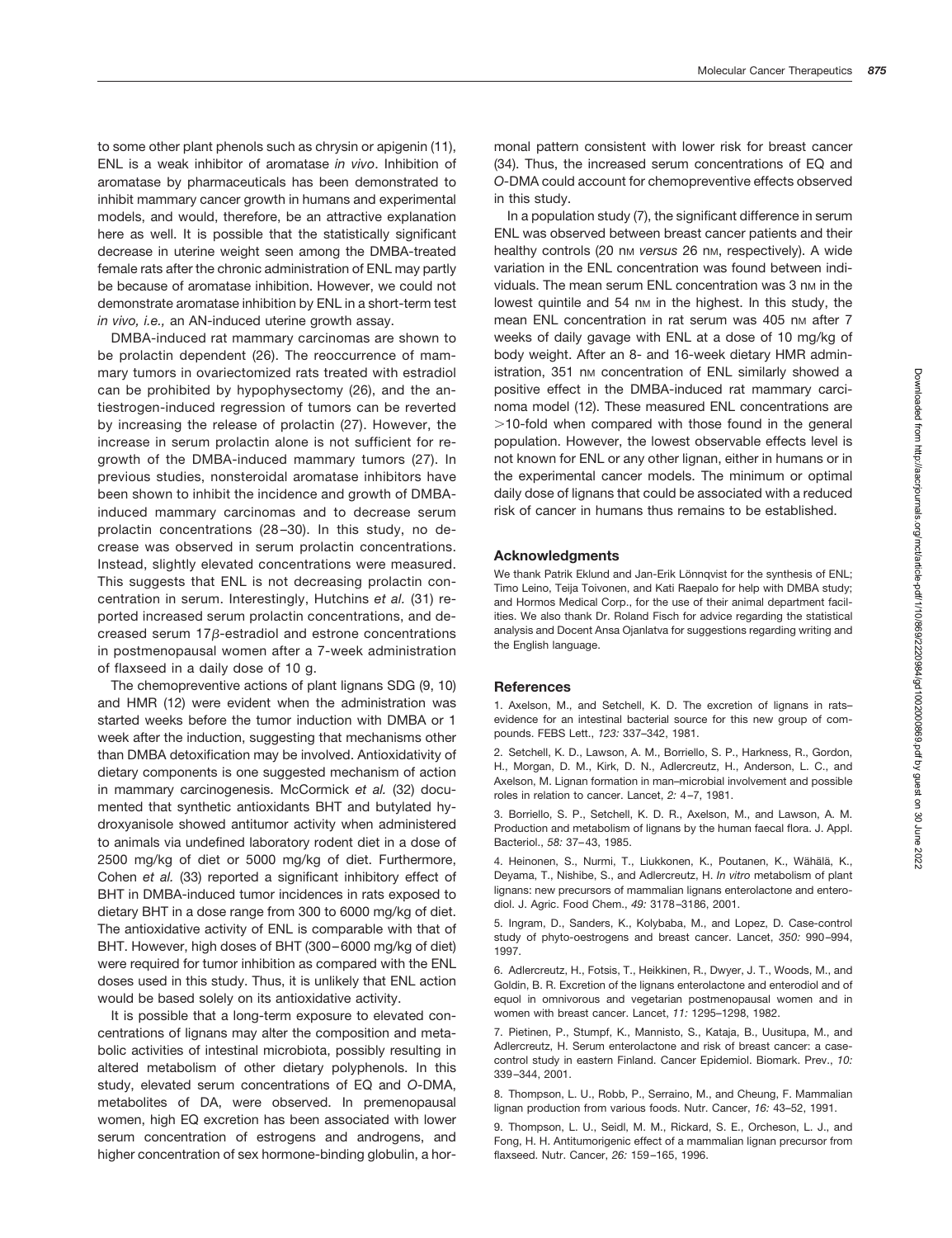to some other plant phenols such as chrysin or apigenin (11), ENL is a weak inhibitor of aromatase *in vivo*. Inhibition of aromatase by pharmaceuticals has been demonstrated to inhibit mammary cancer growth in humans and experimental models, and would, therefore, be an attractive explanation here as well. It is possible that the statistically significant decrease in uterine weight seen among the DMBA-treated female rats after the chronic administration of ENL may partly be because of aromatase inhibition. However, we could not demonstrate aromatase inhibition by ENL in a short-term test *in vivo, i.e.,* an AN-induced uterine growth assay.

DMBA-induced rat mammary carcinomas are shown to be prolactin dependent (26). The reoccurrence of mammary tumors in ovariectomized rats treated with estradiol can be prohibited by hypophysectomy (26), and the antiestrogen-induced regression of tumors can be reverted by increasing the release of prolactin (27). However, the increase in serum prolactin alone is not sufficient for regrowth of the DMBA-induced mammary tumors (27). In previous studies, nonsteroidal aromatase inhibitors have been shown to inhibit the incidence and growth of DMBA-induced mammary carcinomas and to decrease serum prolactin concentrations (28–30). In this study, no decrease was observed in serum prolactin concentrations. Instead, slightly elevated concentrations were measured. This suggests that ENL is not decreasing prolactin concentration in serum. Interestingly, Hutchins *et al.* (31) reported increased serum prolactin concentrations, and decreased serum 17$\beta$-estradiol and estrone concentrations in postmenopausal women after a 7-week administration of flaxseed in a daily dose of 10 g.

The chemopreventive actions of plant lignans SDG (9, 10) and HMR (12) were evident when the administration was started weeks before the tumor induction with DMBA or 1 week after the induction, suggesting that mechanisms other than DMBA detoxification may be involved. Antioxidativity of dietary components is one suggested mechanism of action in mammary carcinogenesis. McCormick *et al.* (32) documented that synthetic antioxidants BHT and butylated hydroxyanisole showed antitumor activity when administered to animals via undefined laboratory rodent diet in a dose of 2500 mg/kg of diet or 5000 mg/kg of diet. Furthermore, Cohen *et al.* (33) reported a significant inhibitory effect of BHT in DMBA-induced tumor incidences in rats exposed to dietary BHT in a dose range from 300 to 6000 mg/kg of diet. The antioxidative activity of ENL is comparable with that of BHT. However, high doses of BHT (300–6000 mg/kg of diet) were required for tumor inhibition as compared with the ENL doses used in this study. Thus, it is unlikely that ENL action would be based solely on its antioxidative activity.

It is possible that a long-term exposure to elevated concentrations of lignans may alter the composition and metabolic activities of intestinal microbiota, possibly resulting in altered metabolism of other dietary polyphenols. In this study, elevated serum concentrations of EQ and *O*-DMA, metabolites of DA, were observed. In premenopausal women, high EQ excretion has been associated with lower serum concentration of estrogens and androgens, and higher concentration of sex hormone-binding globulin, a hormonal pattern consistent with lower risk for breast cancer (34). Thus, the increased serum concentrations of EQ and *O*-DMA could account for chemopreventive effects observed in this study.

In a population study (7), the significant difference in serum ENL was observed between breast cancer patients and their healthy controls (20 nM *versus* 26 nM, respectively). A wide variation in the ENL concentration was found between individuals. The mean serum ENL concentration was 3 nM in the lowest quintile and 54 nM in the highest. In this study, the mean ENL concentration in rat serum was 405 nM after 7 weeks of daily gavage with ENL at a dose of 10 mg/kg of body weight. After an 8- and 16-week dietary HMR administration, 351 nM concentration of ENL similarly showed a positive effect in the DMBA-induced rat mammary carcinoma model (12). These measured ENL concentrations are >10-fold when compared with those found in the general population. However, the lowest observable effects level is not known for ENL or any other lignan, either in humans or in the experimental cancer models. The minimum or optimal daily dose of lignans that could be associated with a reduced risk of cancer in humans thus remains to be established.

## Acknowledgments

We thank Patrik Eklund and Jan-Erik Lönnqvist for the synthesis of ENL; Timo Leino, Teija Toivonen, and Kati Raepalo for help with DMBA study; and Hormos Medical Corp., for the use of their animal department facilities. We also thank Dr. Roland Fisch for advice regarding the statistical analysis and Docent Ansa Ojanlatva for suggestions regarding writing and the English language.

## References

1. Axelson, M., and Setchell, K. D. The excretion of lignans in rats–evidence for an intestinal bacterial source for this new group of compounds. FEBS Lett., *123:* 337–342, 1981.

2. Setchell, K. D., Lawson, A. M., Borriello, S. P., Harkness, R., Gordon, H., Morgan, D. M., Kirk, D. N., Adlercreutz, H., Anderson, L. C., and Axelson, M. Lignan formation in man–microbial involvement and possible roles in relation to cancer. Lancet, *2:* 4–7, 1981.

3. Borriello, S. P., Setchell, K. D. R., Axelson, M., and Lawson, A. M. Production and metabolism of lignans by the human faecal flora. J. Appl. Bacteriol., *58:* 37–43, 1985.

4. Heinonen, S., Nurmi, T., Liukkonen, K., Poutanen, K., Wähälä, K., Deyama, T., Nishibe, S., and Adlercreutz, H. *In vitro* metabolism of plant lignans: new precursors of mammalian lignans enterolactone and enterodiol. J. Agric. Food Chem., *49:* 3178–3186, 2001.

5. Ingram, D., Sanders, K., Kolybaba, M., and Lopez, D. Case-control study of phyto-oestrogens and breast cancer. Lancet, *350:* 990–994, 1997.

6. Adlercreutz, H., Fotsis, T., Heikkinen, R., Dwyer, J. T., Woods, M., and Goldin, B. R. Excretion of the lignans enterolactone and enterodiol and of equol in omnivorous and vegetarian postmenopausal women and in women with breast cancer. Lancet, *11:* 1295–1298, 1982.

7. Pietinen, P., Stumpf, K., Mannisto, S., Kataja, B., Uusitupa, M., and Adlercreutz, H. Serum enterolactone and risk of breast cancer: a case-control study in eastern Finland. Cancer Epidemiol. Biomark. Prev., *10:* 339–344, 2001.

8. Thompson, L. U., Robb, P., Serraino, M., and Cheung, F. Mammalian lignan production from various foods. Nutr. Cancer, *16:* 43–52, 1991.

9. Thompson, L. U., Seidl, M. M., Rickard, S. E., Orcheson, L. J., and Fong, H. H. Antitumorigenic effect of a mammalian lignan precursor from flaxseed. Nutr. Cancer, *26:* 159–165, 1996.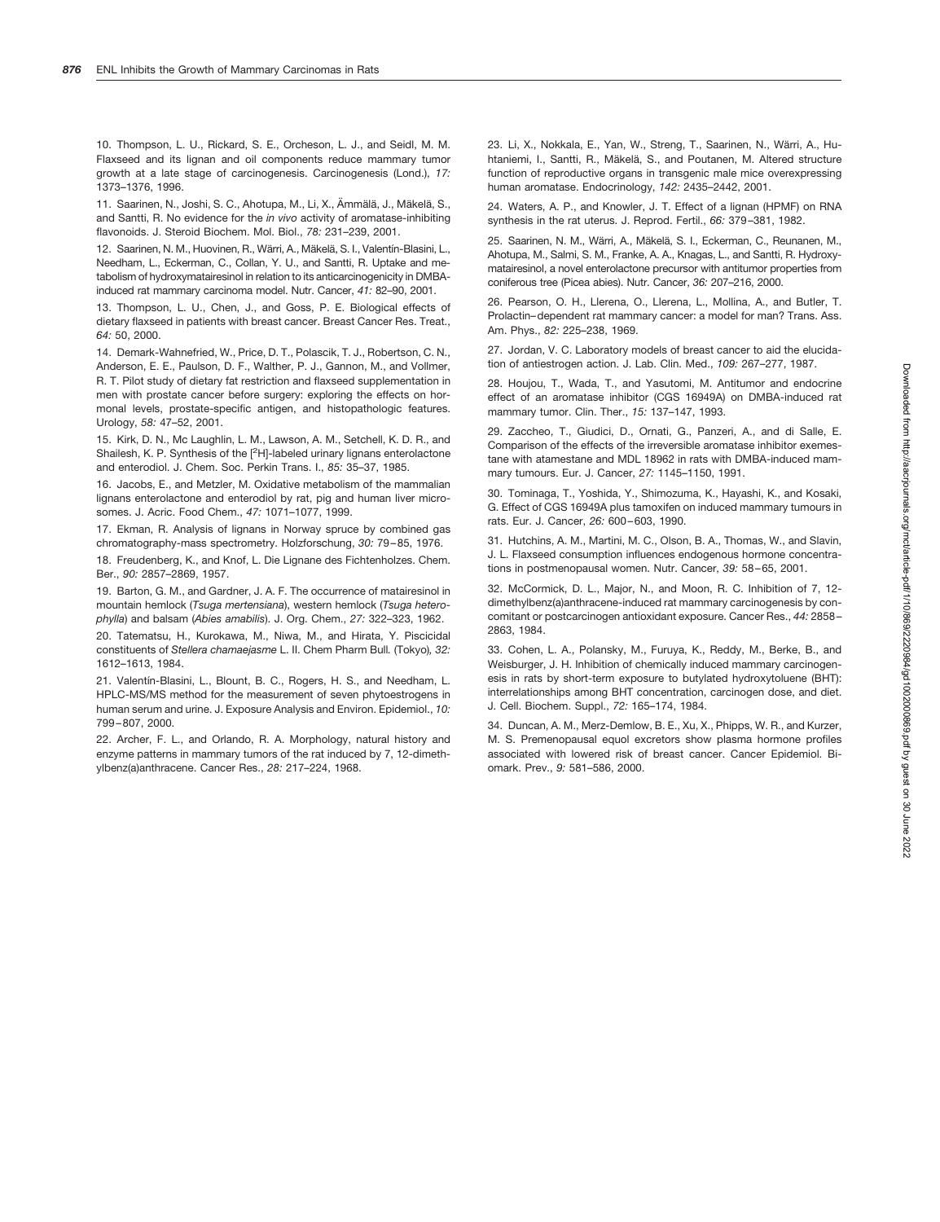10. Thompson, L. U., Rickard, S. E., Orcheson, L. J., and Seidl, M. M. Flaxseed and its lignan and oil components reduce mammary tumor growth at a late stage of carcinogenesis. Carcinogenesis (Lond.), *17:* 1373–1376, 1996.

11. Saarinen, N., Joshi, S. C., Ahotupa, M., Li, X., Ämmälä, J., Mäkelä, S., and Santti, R. No evidence for the *in vivo* activity of aromatase-inhibiting flavonoids. J. Steroid Biochem. Mol. Biol., *78:* 231–239, 2001.

12. Saarinen, N. M., Huovinen, R., Wärri, A., Mäkelä, S. I., Valentín-Blasini, L., Needham, L., Eckerman, C., Collan, Y. U., and Santti, R. Uptake and metabolism of hydroxymatairesinol in relation to its anticarcinogenicity in DMBA-induced rat mammary carcinoma model. Nutr. Cancer, *41:* 82–90, 2001.

13. Thompson, L. U., Chen, J., and Goss, P. E. Biological effects of dietary flaxseed in patients with breast cancer. Breast Cancer Res. Treat., *64:* 50, 2000.

14. Demark-Wahnefried, W., Price, D. T., Polascik, T. J., Robertson, C. N., Anderson, E. E., Paulson, D. F., Walther, P. J., Gannon, M., and Vollmer, R. T. Pilot study of dietary fat restriction and flaxseed supplementation in men with prostate cancer before surgery: exploring the effects on hormonal levels, prostate-specific antigen, and histopathologic features. Urology, *58:* 47–52, 2001.

15. Kirk, D. N., Mc Laughlin, L. M., Lawson, A. M., Setchell, K. D. R., and Shailesh, K. P. Synthesis of the [$^{2}$H]-labeled urinary lignans enterolactone and enterodiol. J. Chem. Soc. Perkin Trans. I., *85:* 35–37, 1985.

16. Jacobs, E., and Metzler, M. Oxidative metabolism of the mammalian lignans enterolactone and enterodiol by rat, pig and human liver microsomes. J. Acric. Food Chem., *47:* 1071–1077, 1999.

17. Ekman, R. Analysis of lignans in Norway spruce by combined gas chromatography-mass spectrometry. Holzforschung, *30:* 79–85, 1976.

18. Freudenberg, K., and Knof, L. Die Lignane des Fichtenholzes. Chem. Ber., *90:* 2857–2869, 1957.

19. Barton, G. M., and Gardner, J. A. F. The occurrence of matairesinol in mountain hemlock (*Tsuga mertensiana*), western hemlock (*Tsuga heterophylla*) and balsam (*Abies amabilis*). J. Org. Chem., *27:* 322–323, 1962.

20. Tatematsu, H., Kurokawa, M., Niwa, M., and Hirata, Y. Piscicidal constituents of *Stellera chamaejasme* L. II. Chem Pharm Bull. (Tokyo), *32:* 1612–1613, 1984.

21. Valentín-Blasini, L., Blount, B. C., Rogers, H. S., and Needham, L. HPLC-MS/MS method for the measurement of seven phytoestrogens in human serum and urine. J. Exposure Analysis and Environ. Epidemiol., *10:* 799–807, 2000.

22. Archer, F. L., and Orlando, R. A. Morphology, natural history and enzyme patterns in mammary tumors of the rat induced by 7, 12-dimethylbenz(a)anthracene. Cancer Res., *28:* 217–224, 1968.

23. Li, X., Nokkala, E., Yan, W., Streng, T., Saarinen, N., Wärri, A., Huhtaniemi, I., Santti, R., Mäkelä, S., and Poutanen, M. Altered structure function of reproductive organs in transgenic male mice overexpressing human aromatase. Endocrinology, *142:* 2435–2442, 2001.

24. Waters, A. P., and Knowler, J. T. Effect of a lignan (HPMF) on RNA synthesis in the rat uterus. J. Reprod. Fertil., *66:* 379–381, 1982.

25. Saarinen, N. M., Wärri, A., Mäkelä, S. I., Eckerman, C., Reunanen, M., Ahotupa, M., Salmi, S. M., Franke, A. A., Knagas, L., and Santti, R. Hydroxymatairesinol, a novel enterolactone precursor with antitumor properties from coniferous tree (Picea abies). Nutr. Cancer, *36:* 207–216, 2000.

26. Pearson, O. H., Llerena, O., Llerena, L., Mollina, A., and Butler, T. Prolactin–dependent rat mammary cancer: a model for man? Trans. Ass. Am. Phys., *82:* 225–238, 1969.

27. Jordan, V. C. Laboratory models of breast cancer to aid the elucidation of antiestrogen action. J. Lab. Clin. Med., *109:* 267–277, 1987.

28. Houjou, T., Wada, T., and Yasutomi, M. Antitumor and endocrine effect of an aromatase inhibitor (CGS 16949A) on DMBA-induced rat mammary tumor. Clin. Ther., *15:* 137–147, 1993.

29. Zaccheo, T., Giudici, D., Ornati, G., Panzeri, A., and di Salle, E. Comparison of the effects of the irreversible aromatase inhibitor exemestane with atamestane and MDL 18962 in rats with DMBA-induced mammary tumours. Eur. J. Cancer, *27:* 1145–1150, 1991.

30. Tominaga, T., Yoshida, Y., Shimozuma, K., Hayashi, K., and Kosaki, G. Effect of CGS 16949A plus tamoxifen on induced mammary tumours in rats. Eur. J. Cancer, *26:* 600–603, 1990.

31. Hutchins, A. M., Martini, M. C., Olson, B. A., Thomas, W., and Slavin, J. L. Flaxseed consumption influences endogenous hormone concentrations in postmenopausal women. Nutr. Cancer, *39:* 58–65, 2001.

32. McCormick, D. L., Major, N., and Moon, R. C. Inhibition of 7, 12-dimethylbenz(a)anthracene-induced rat mammary carcinogenesis by concomitant or postcarcinogen antioxidant exposure. Cancer Res., *44:* 2858–2863, 1984.

33. Cohen, L. A., Polansky, M., Furuya, K., Reddy, M., Berke, B., and Weisburger, J. H. Inhibition of chemically induced mammary carcinogenesis in rats by short-term exposure to butylated hydroxytoluene (BHT): interrelationships among BHT concentration, carcinogen dose, and diet. J. Cell. Biochem. Suppl., *72:* 165–174, 1984.

34. Duncan, A. M., Merz-Demlow, B. E., Xu, X., Phipps, W. R., and Kurzer, M. S. Premenopausal equol excretors show plasma hormone profiles associated with lowered risk of breast cancer. Cancer Epidemiol. Biomark. Prev., *9:* 581–586, 2000.